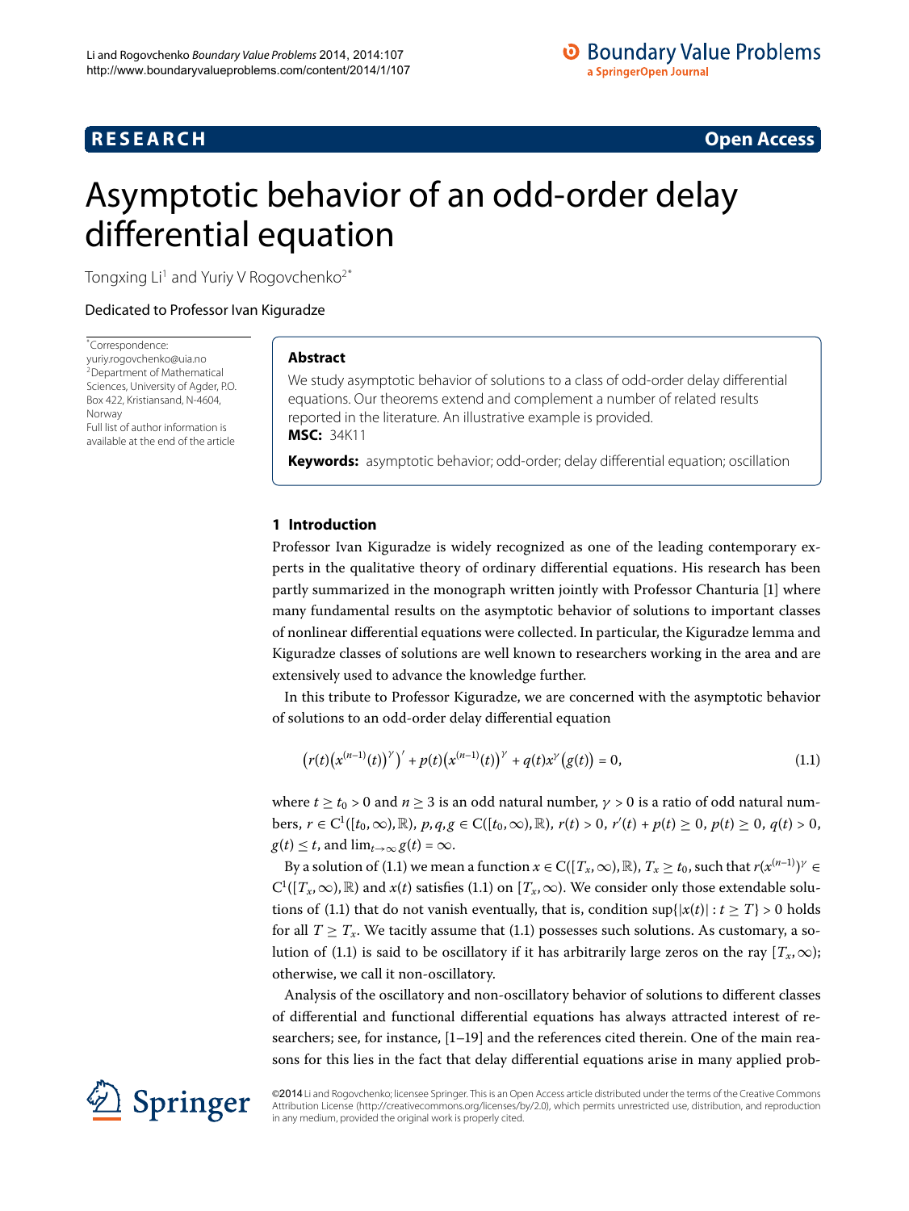**RESEARCH** **Open Access**

# Asymptotic behavior of an odd-order delay differential equation

Tongxing Li[1] and Yuriy V Rogovchenko[2*]

Dedicated to Professor Ivan Kiguradze

*Correspondence: yuriy.rogovchenko@uia.no
[2]Department of Mathematical Sciences, University of Agder, P.O. Box 422, Kristiansand, N-4604, Norway
Full list of author information is available at the end of the article

## Abstract

We study asymptotic behavior of solutions to a class of odd-order delay differential equations. Our theorems extend and complement a number of related results reported in the literature. An illustrative example is provided.

**MSC:** 34K11

**Keywords:** asymptotic behavior; odd-order; delay differential equation; oscillation

## 1 Introduction

Professor Ivan Kiguradze is widely recognized as one of the leading contemporary experts in the qualitative theory of ordinary differential equations. His research has been partly summarized in the monograph written jointly with Professor Chanturia [1] where many fundamental results on the asymptotic behavior of solutions to important classes of nonlinear differential equations were collected. In particular, the Kiguradze lemma and Kiguradze classes of solutions are well known to researchers working in the area and are extensively used to advance the knowledge further.

In this tribute to Professor Kiguradze, we are concerned with the asymptotic behavior of solutions to an odd-order delay differential equation

$$\left(r(t)\left(x^{(n-1)}(t)\right)^{\gamma}\right)' + p(t)\left(x^{(n-1)}(t)\right)^{\gamma} + q(t)x^{\gamma}\left(g(t)\right) = 0, \tag{1.1}$$

where $t \geq t_0 > 0$ and $n \geq 3$ is an odd natural number, $\gamma > 0$ is a ratio of odd natural numbers, $r \in C^1([t_0,\infty),\mathbb{R})$, $p, q, g \in C([t_0,\infty),\mathbb{R})$, $r(t) > 0$, $r'(t) + p(t) \geq 0$, $p(t) \geq 0$, $q(t) > 0$, $g(t) \leq t$, and $\lim_{t\to\infty} g(t) = \infty$.

By a solution of (1.1) we mean a function $x \in C([T_x,\infty),\mathbb{R})$, $T_x \geq t_0$, such that $r(x^{(n-1)})^{\gamma} \in C^1([T_x,\infty),\mathbb{R})$ and $x(t)$ satisfies (1.1) on $[T_x,\infty)$. We consider only those extendable solutions of (1.1) that do not vanish eventually, that is, condition $\sup\{|x(t)| : t \geq T\} > 0$ holds for all $T \geq T_x$. We tacitly assume that (1.1) possesses such solutions. As customary, a solution of (1.1) is said to be oscillatory if it has arbitrarily large zeros on the ray $[T_x,\infty)$; otherwise, we call it non-oscillatory.

Analysis of the oscillatory and non-oscillatory behavior of solutions to different classes of differential and functional differential equations has always attracted interest of researchers; see, for instance, [1–19] and the references cited therein. One of the main reasons for this lies in the fact that delay differential equations arise in many applied prob-

©2014 Li and Rogovchenko; licensee Springer. This is an Open Access article distributed under the terms of the Creative Commons Attribution License (http://creativecommons.org/licenses/by/2.0), which permits unrestricted use, distribution, and reproduction in any medium, provided the original work is properly cited.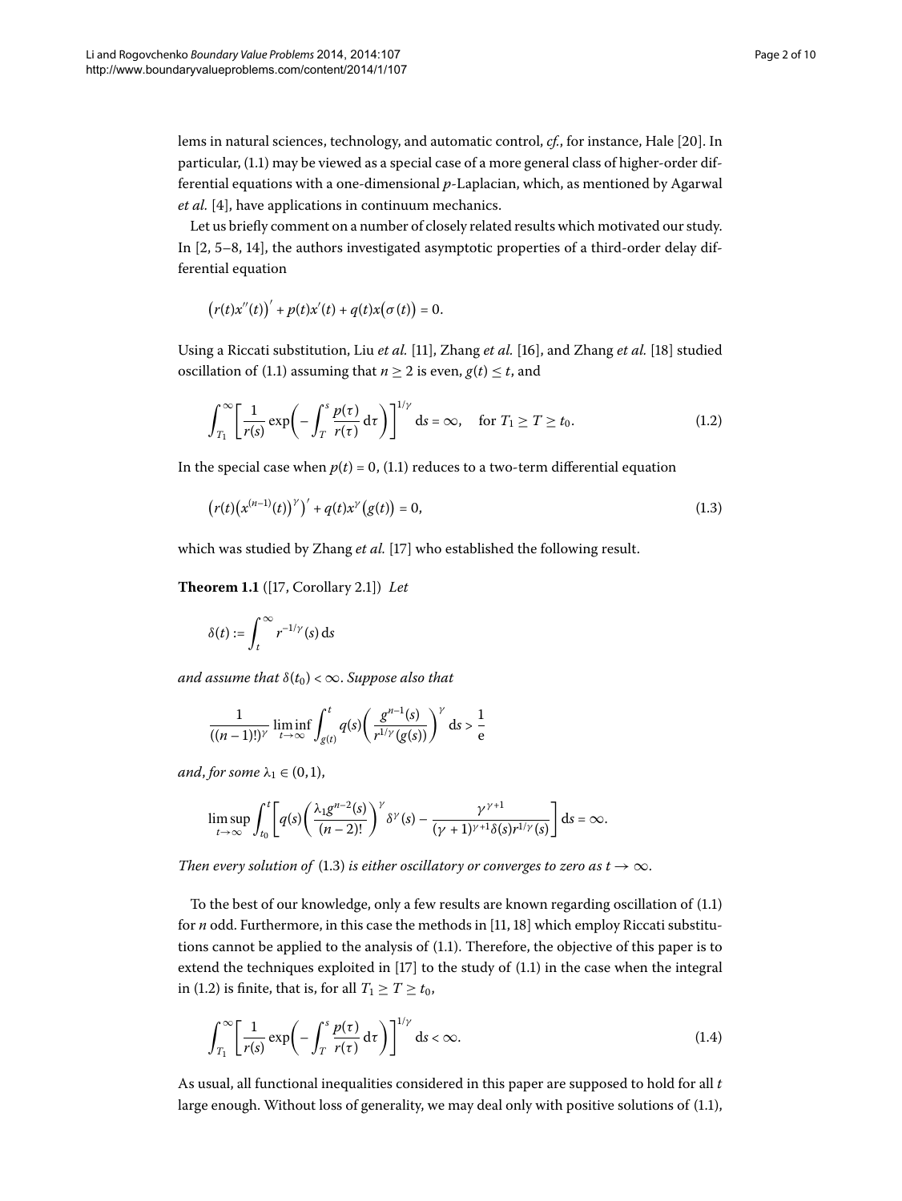lems in natural sciences, technology, and automatic control, *cf.*, for instance, Hale [20]. In particular, (1.1) may be viewed as a special case of a more general class of higher-order differential equations with a one-dimensional $p$-Laplacian, which, as mentioned by Agarwal *et al.* [4], have applications in continuum mechanics.

Let us briefly comment on a number of closely related results which motivated our study. In [2, 5–8, 14], the authors investigated asymptotic properties of a third-order delay differential equation

$$\big(r(t)x''(t)\big)' + p(t)x'(t) + q(t)x\big(\sigma(t)\big) = 0.$$

Using a Riccati substitution, Liu *et al.* [11], Zhang *et al.* [16], and Zhang *et al.* [18] studied oscillation of (1.1) assuming that $n \geq 2$ is even, $g(t) \leq t$, and

$$\int_{T_1}^{\infty} \left[\frac{1}{r(s)} \exp\left(-\int_T^s \frac{p(\tau)}{r(\tau)}\,\mathrm{d}\tau\right)\right]^{1/\gamma} \mathrm{d}s = \infty, \quad \text{for } T_1 \geq T \geq t_0. \tag{1.2}$$

In the special case when $p(t) = 0$, (1.1) reduces to a two-term differential equation

$$\big(r(t)\big(x^{(n-1)}(t)\big)^{\gamma}\big)' + q(t)x^{\gamma}\big(g(t)\big) = 0, \tag{1.3}$$

which was studied by Zhang *et al.* [17] who established the following result.

**Theorem 1.1** ([17, Corollary 2.1]) *Let*

$$\delta(t) := \int_t^{\infty} r^{-1/\gamma}(s)\,\mathrm{d}s$$

*and assume that* $\delta(t_0) < \infty$. *Suppose also that*

$$\frac{1}{((n-1)!)^{\gamma}} \liminf_{t\to\infty} \int_{g(t)}^{t} q(s)\left(\frac{g^{n-1}(s)}{r^{1/\gamma}(g(s))}\right)^{\gamma} \mathrm{d}s > \frac{1}{\mathrm{e}}$$

*and, for some* $\lambda_1 \in (0,1)$,

$$\limsup_{t\to\infty} \int_{t_0}^{t} \left[q(s)\left(\frac{\lambda_1 g^{n-2}(s)}{(n-2)!}\right)^{\gamma} \delta^{\gamma}(s) - \frac{\gamma^{\gamma+1}}{(\gamma+1)^{\gamma+1}\delta(s)r^{1/\gamma}(s)}\right] \mathrm{d}s = \infty.$$

*Then every solution of* (1.3) *is either oscillatory or converges to zero as* $t \to \infty$.

To the best of our knowledge, only a few results are known regarding oscillation of (1.1) for $n$ odd. Furthermore, in this case the methods in [11, 18] which employ Riccati substitutions cannot be applied to the analysis of (1.1). Therefore, the objective of this paper is to extend the techniques exploited in [17] to the study of (1.1) in the case when the integral in (1.2) is finite, that is, for all $T_1 \geq T \geq t_0$,

$$\int_{T_1}^{\infty} \left[\frac{1}{r(s)} \exp\left(-\int_T^s \frac{p(\tau)}{r(\tau)}\,\mathrm{d}\tau\right)\right]^{1/\gamma} \mathrm{d}s < \infty. \tag{1.4}$$

As usual, all functional inequalities considered in this paper are supposed to hold for all $t$ large enough. Without loss of generality, we may deal only with positive solutions of (1.1),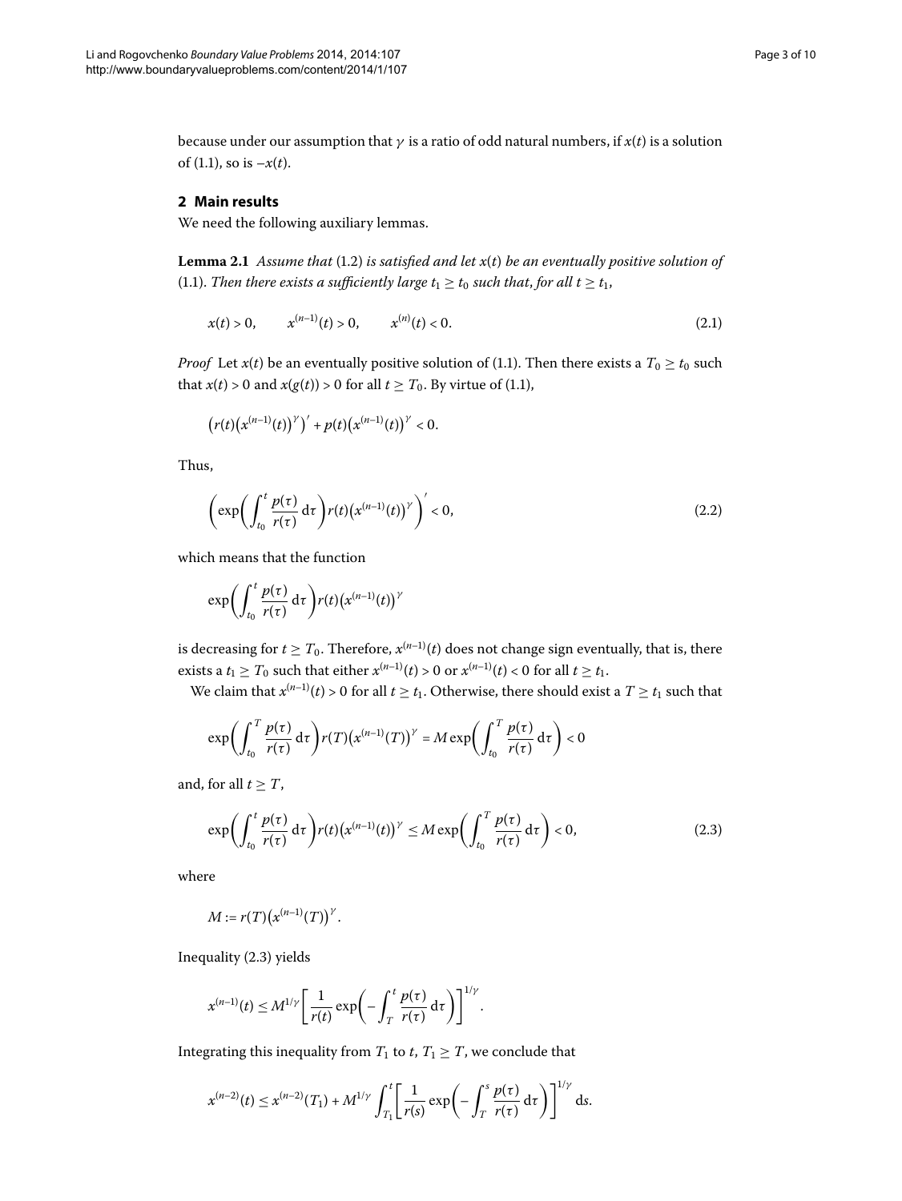because under our assumption that $\gamma$ is a ratio of odd natural numbers, if $x(t)$ is a solution of (1.1), so is $-x(t)$.

## 2 Main results

We need the following auxiliary lemmas.

**Lemma 2.1** *Assume that* (1.2) *is satisfied and let $x(t)$ be an eventually positive solution of* (1.1). *Then there exists a sufficiently large $t_1 \geq t_0$ such that, for all $t \geq t_1$,*

$$x(t) > 0, \qquad x^{(n-1)}(t) > 0, \qquad x^{(n)}(t) < 0. \tag{2.1}$$

*Proof* Let $x(t)$ be an eventually positive solution of (1.1). Then there exists a $T_0 \geq t_0$ such that $x(t) > 0$ and $x(g(t)) > 0$ for all $t \geq T_0$. By virtue of (1.1),

$$\left(r(t)\left(x^{(n-1)}(t)\right)^{\gamma}\right)' + p(t)\left(x^{(n-1)}(t)\right)^{\gamma} < 0.$$

Thus,

$$\left(\exp\left(\int_{t_0}^{t} \frac{p(\tau)}{r(\tau)}\,\mathrm{d}\tau\right) r(t)\left(x^{(n-1)}(t)\right)^{\gamma}\right)' < 0, \tag{2.2}$$

which means that the function

$$\exp\left(\int_{t_0}^{t} \frac{p(\tau)}{r(\tau)}\,\mathrm{d}\tau\right) r(t)\left(x^{(n-1)}(t)\right)^{\gamma}$$

is decreasing for $t \geq T_0$. Therefore, $x^{(n-1)}(t)$ does not change sign eventually, that is, there exists a $t_1 \geq T_0$ such that either $x^{(n-1)}(t) > 0$ or $x^{(n-1)}(t) < 0$ for all $t \geq t_1$.

We claim that $x^{(n-1)}(t) > 0$ for all $t \geq t_1$. Otherwise, there should exist a $T \geq t_1$ such that

$$\exp\left(\int_{t_0}^{T} \frac{p(\tau)}{r(\tau)}\,\mathrm{d}\tau\right) r(T)\left(x^{(n-1)}(T)\right)^{\gamma} = M \exp\left(\int_{t_0}^{T} \frac{p(\tau)}{r(\tau)}\,\mathrm{d}\tau\right) < 0$$

and, for all $t \geq T$,

$$\exp\left(\int_{t_0}^{t} \frac{p(\tau)}{r(\tau)}\,\mathrm{d}\tau\right) r(t)\left(x^{(n-1)}(t)\right)^{\gamma} \leq M \exp\left(\int_{t_0}^{T} \frac{p(\tau)}{r(\tau)}\,\mathrm{d}\tau\right) < 0, \tag{2.3}$$

where

$$M := r(T)\left(x^{(n-1)}(T)\right)^{\gamma}.$$

Inequality (2.3) yields

$$x^{(n-1)}(t) \leq M^{1/\gamma}\left[\frac{1}{r(t)} \exp\left(-\int_{T}^{t} \frac{p(\tau)}{r(\tau)}\,\mathrm{d}\tau\right)\right]^{1/\gamma}.$$

Integrating this inequality from $T_1$ to $t$, $T_1 \geq T$, we conclude that

$$x^{(n-2)}(t) \leq x^{(n-2)}(T_1) + M^{1/\gamma} \int_{T_1}^{t} \left[\frac{1}{r(s)} \exp\left(-\int_{T}^{s} \frac{p(\tau)}{r(\tau)}\,\mathrm{d}\tau\right)\right]^{1/\gamma} \mathrm{d}s.$$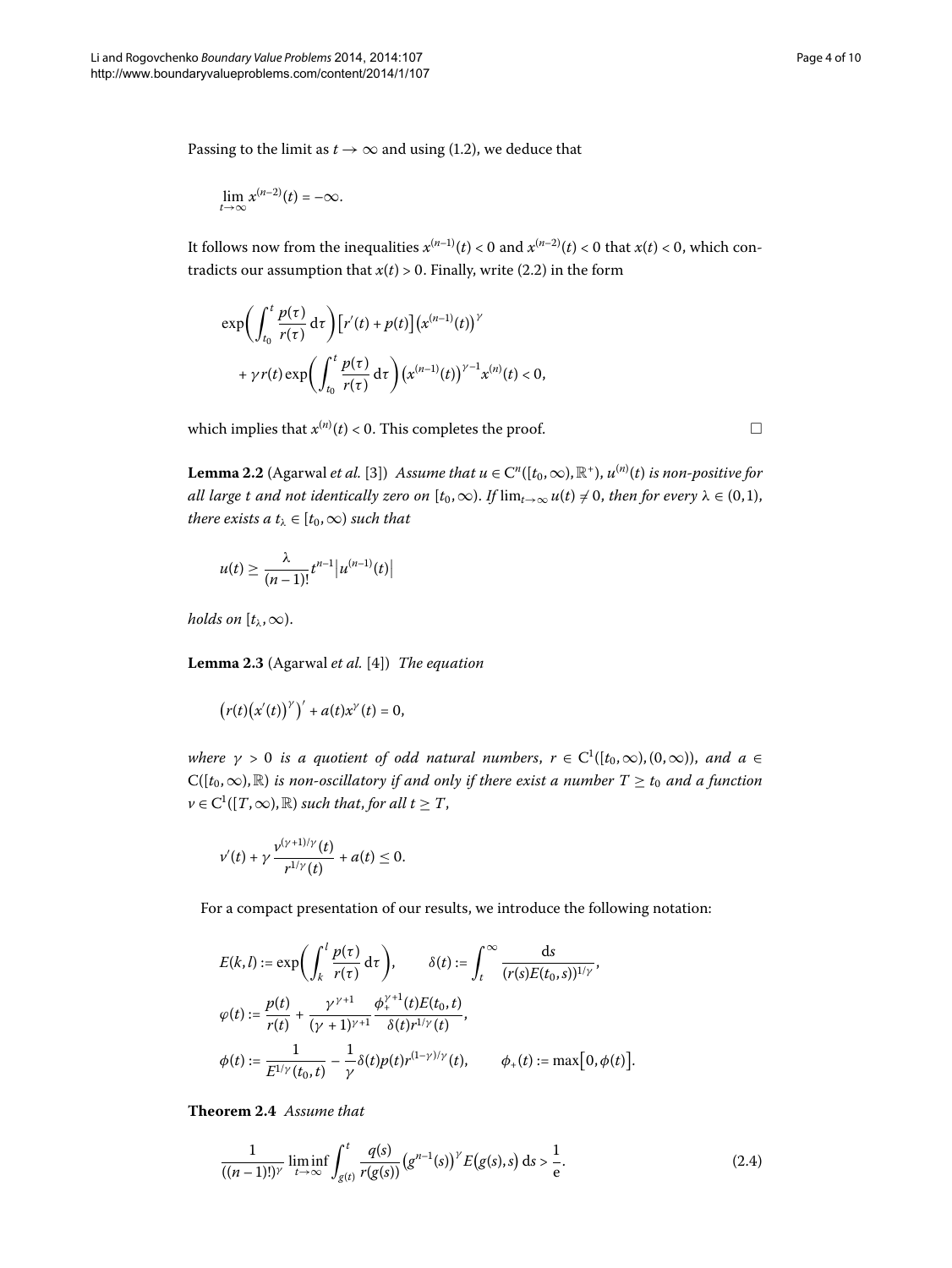Passing to the limit as $t \to \infty$ and using (1.2), we deduce that

$$\lim_{t\to\infty} x^{(n-2)}(t) = -\infty.$$

It follows now from the inequalities $x^{(n-1)}(t) < 0$ and $x^{(n-2)}(t) < 0$ that $x(t) < 0$, which contradicts our assumption that $x(t) > 0$. Finally, write (2.2) in the form

$$\exp\left(\int_{t_0}^{t} \frac{p(\tau)}{r(\tau)}\,\mathrm{d}\tau\right)\left[r'(t) + p(t)\right]\left(x^{(n-1)}(t)\right)^{\gamma} + \gamma r(t) \exp\left(\int_{t_0}^{t} \frac{p(\tau)}{r(\tau)}\,\mathrm{d}\tau\right)\left(x^{(n-1)}(t)\right)^{\gamma-1} x^{(n)}(t) < 0,$$

which implies that $x^{(n)}(t) < 0$. This completes the proof. □

**Lemma 2.2** (Agarwal *et al.* [3]) *Assume that $u \in \mathrm{C}^n([t_0,\infty),\mathbb{R}^+)$, $u^{(n)}(t)$ is non-positive for all large $t$ and not identically zero on $[t_0,\infty)$. If $\lim_{t\to\infty} u(t) \neq 0$, then for every $\lambda \in (0,1)$, there exists a $t_\lambda \in [t_0,\infty)$ such that*

$$u(t) \geq \frac{\lambda}{(n-1)!} t^{n-1} \left|u^{(n-1)}(t)\right|$$

*holds on $[t_\lambda,\infty)$.*

**Lemma 2.3** (Agarwal *et al.* [4]) *The equation*

$$\left(r(t)\left(x'(t)\right)^{\gamma}\right)' + a(t)x^{\gamma}(t) = 0,$$

*where $\gamma > 0$ is a quotient of odd natural numbers, $r \in \mathrm{C}^1([t_0,\infty),(0,\infty))$, and $a \in \mathrm{C}([t_0,\infty),\mathbb{R})$ is non-oscillatory if and only if there exist a number $T \geq t_0$ and a function $v \in \mathrm{C}^1([T,\infty),\mathbb{R})$ such that, for all $t \geq T$,*

$$v'(t) + \gamma \frac{v^{(\gamma+1)/\gamma}(t)}{r^{1/\gamma}(t)} + a(t) \leq 0.$$

For a compact presentation of our results, we introduce the following notation:

$$E(k,l) := \exp\left(\int_k^l \frac{p(\tau)}{r(\tau)}\,\mathrm{d}\tau\right), \qquad \delta(t) := \int_t^\infty \frac{\mathrm{d}s}{(r(s)E(t_0,s))^{1/\gamma}},$$

$$\varphi(t) := \frac{p(t)}{r(t)} + \frac{\gamma^{\gamma+1}}{(\gamma+1)^{\gamma+1}} \frac{\phi_+^{\gamma+1}(t)E(t_0,t)}{\delta(t)r^{1/\gamma}(t)},$$

$$\phi(t) := \frac{1}{E^{1/\gamma}(t_0,t)} - \frac{1}{\gamma}\delta(t)p(t)r^{(1-\gamma)/\gamma}(t), \qquad \phi_+(t) := \max\left[0,\phi(t)\right].$$

**Theorem 2.4** *Assume that*

$$\frac{1}{((n-1)!)^{\gamma}} \liminf_{t\to\infty} \int_{g(t)}^{t} \frac{q(s)}{r(g(s))}\left(g^{n-1}(s)\right)^{\gamma} E\left(g(s),s\right)\mathrm{d}s > \frac{1}{\mathrm{e}}. \tag{2.4}$$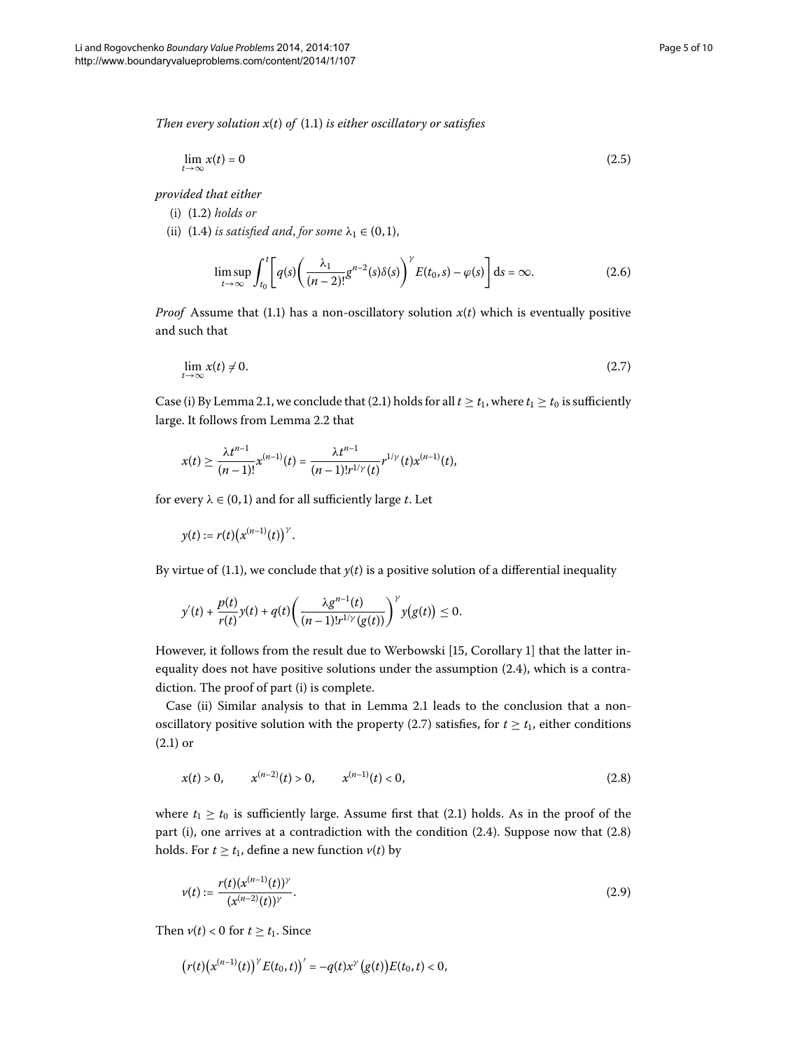*Then every solution $x(t)$ of* (1.1) *is either oscillatory or satisfies*

$$\lim_{t\to\infty} x(t) = 0 \tag{2.5}$$

*provided that either*

(i) (1.2) *holds or*

(ii) (1.4) *is satisfied and, for some $\lambda_1 \in (0,1)$,*

$$\limsup_{t\to\infty} \int_{t_0}^{t} \left[ q(s)\left( \frac{\lambda_1}{(n-2)!} g^{n-2}(s)\delta(s) \right)^{\gamma} E(t_0,s) - \varphi(s) \right] \mathrm{d}s = \infty. \tag{2.6}$$

*Proof* Assume that (1.1) has a non-oscillatory solution $x(t)$ which is eventually positive and such that

$$\lim_{t\to\infty} x(t) \neq 0. \tag{2.7}$$

Case (i) By Lemma 2.1, we conclude that (2.1) holds for all $t \geq t_1$, where $t_1 \geq t_0$ is sufficiently large. It follows from Lemma 2.2 that

$$x(t) \geq \frac{\lambda t^{n-1}}{(n-1)!} x^{(n-1)}(t) = \frac{\lambda t^{n-1}}{(n-1)! r^{1/\gamma}(t)} r^{1/\gamma}(t) x^{(n-1)}(t),$$

for every $\lambda \in (0,1)$ and for all sufficiently large $t$. Let

$$y(t) := r(t)\left(x^{(n-1)}(t)\right)^{\gamma}.$$

By virtue of (1.1), we conclude that $y(t)$ is a positive solution of a differential inequality

$$y'(t) + \frac{p(t)}{r(t)} y(t) + q(t)\left( \frac{\lambda g^{n-1}(t)}{(n-1)! r^{1/\gamma}(g(t))} \right)^{\gamma} y\big(g(t)\big) \leq 0.$$

However, it follows from the result due to Werbowski [15, Corollary 1] that the latter inequality does not have positive solutions under the assumption (2.4), which is a contradiction. The proof of part (i) is complete.

Case (ii) Similar analysis to that in Lemma 2.1 leads to the conclusion that a non-oscillatory positive solution with the property (2.7) satisfies, for $t \geq t_1$, either conditions (2.1) or

$$x(t) > 0, \qquad x^{(n-2)}(t) > 0, \qquad x^{(n-1)}(t) < 0, \tag{2.8}$$

where $t_1 \geq t_0$ is sufficiently large. Assume first that (2.1) holds. As in the proof of the part (i), one arrives at a contradiction with the condition (2.4). Suppose now that (2.8) holds. For $t \geq t_1$, define a new function $v(t)$ by

$$v(t) := \frac{r(t)(x^{(n-1)}(t))^{\gamma}}{(x^{(n-2)}(t))^{\gamma}}. \tag{2.9}$$

Then $v(t) < 0$ for $t \geq t_1$. Since

$$\left(r(t)\left(x^{(n-1)}(t)\right)^{\gamma} E(t_0,t)\right)' = -q(t)x^{\gamma}\left(g(t)\right)E(t_0,t) < 0,$$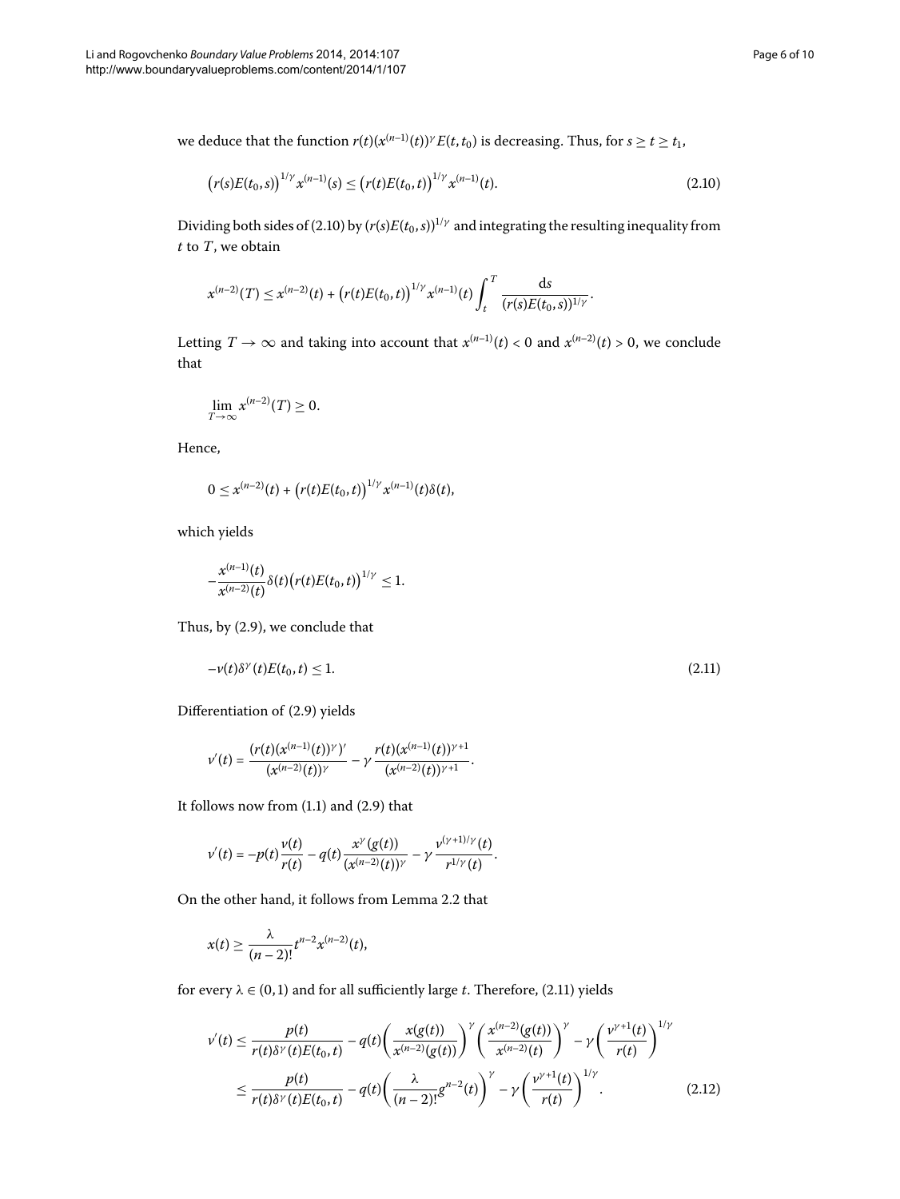we deduce that the function $r(t)(x^{(n-1)}(t))^\gamma E(t,t_0)$ is decreasing. Thus, for $s \geq t \geq t_1$,

$$\big(r(s)E(t_0,s)\big)^{1/\gamma} x^{(n-1)}(s) \leq \big(r(t)E(t_0,t)\big)^{1/\gamma} x^{(n-1)}(t). \tag{2.10}$$

Dividing both sides of (2.10) by $(r(s)E(t_0,s))^{1/\gamma}$ and integrating the resulting inequality from $t$ to $T$, we obtain

$$x^{(n-2)}(T) \leq x^{(n-2)}(t) + \big(r(t)E(t_0,t)\big)^{1/\gamma} x^{(n-1)}(t) \int_t^T \frac{\mathrm{d}s}{(r(s)E(t_0,s))^{1/\gamma}}.$$

Letting $T \to \infty$ and taking into account that $x^{(n-1)}(t) < 0$ and $x^{(n-2)}(t) > 0$, we conclude that

$$\lim_{T\to\infty} x^{(n-2)}(T) \geq 0.$$

Hence,

$$0 \leq x^{(n-2)}(t) + \big(r(t)E(t_0,t)\big)^{1/\gamma} x^{(n-1)}(t)\delta(t),$$

which yields

$$-\frac{x^{(n-1)}(t)}{x^{(n-2)}(t)}\delta(t)\big(r(t)E(t_0,t)\big)^{1/\gamma} \leq 1.$$

Thus, by (2.9), we conclude that

$$-v(t)\delta^\gamma(t)E(t_0,t) \leq 1. \tag{2.11}$$

Differentiation of (2.9) yields

$$v'(t) = \frac{(r(t)(x^{(n-1)}(t))^\gamma)'}{(x^{(n-2)}(t))^\gamma} - \gamma \frac{r(t)(x^{(n-1)}(t))^{\gamma+1}}{(x^{(n-2)}(t))^{\gamma+1}}.$$

It follows now from (1.1) and (2.9) that

$$v'(t) = -p(t)\frac{v(t)}{r(t)} - q(t)\frac{x^\gamma(g(t))}{(x^{(n-2)}(t))^\gamma} - \gamma \frac{v^{(\gamma+1)/\gamma}(t)}{r^{1/\gamma}(t)}.$$

On the other hand, it follows from Lemma 2.2 that

$$x(t) \geq \frac{\lambda}{(n-2)!}t^{n-2}x^{(n-2)}(t),$$

for every $\lambda \in (0,1)$ and for all sufficiently large $t$. Therefore, (2.11) yields

$$\begin{aligned} v'(t) &\leq \frac{p(t)}{r(t)\delta^\gamma(t)E(t_0,t)} - q(t)\left(\frac{x(g(t))}{x^{(n-2)}(g(t))}\right)^\gamma \left(\frac{x^{(n-2)}(g(t))}{x^{(n-2)}(t)}\right)^\gamma - \gamma\left(\frac{v^{\gamma+1}(t)}{r(t)}\right)^{1/\gamma} \\ &\leq \frac{p(t)}{r(t)\delta^\gamma(t)E(t_0,t)} - q(t)\left(\frac{\lambda}{(n-2)!}g^{n-2}(t)\right)^\gamma - \gamma\left(\frac{v^{\gamma+1}(t)}{r(t)}\right)^{1/\gamma}. \end{aligned} \tag{2.12}$$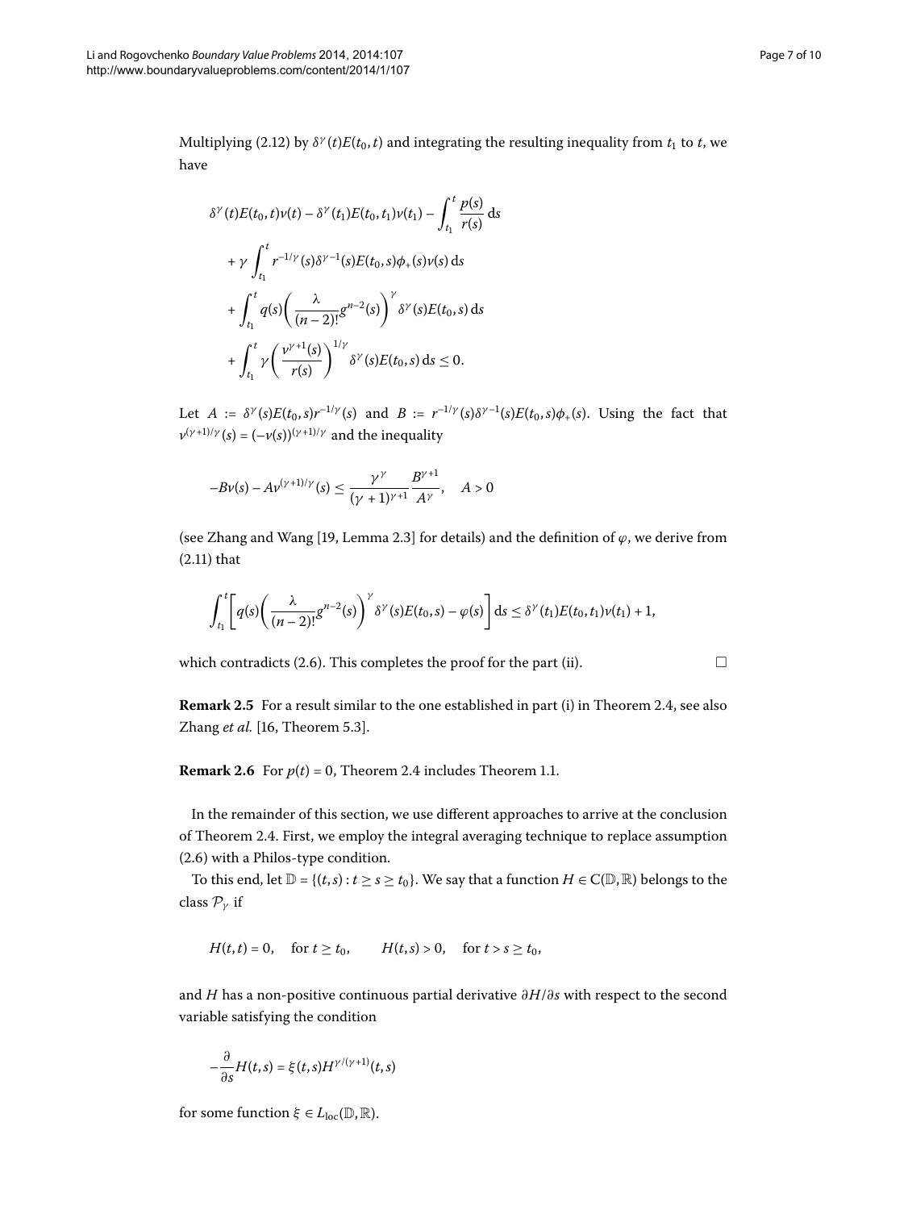Multiplying (2.12) by $\delta^\gamma(t)E(t_0,t)$ and integrating the resulting inequality from $t_1$ to $t$, we have

$$
\begin{aligned}
&\delta^\gamma(t)E(t_0,t)v(t) - \delta^\gamma(t_1)E(t_0,t_1)v(t_1) - \int_{t_1}^{t} \frac{p(s)}{r(s)}\,\mathrm{d}s \\
&\quad + \gamma \int_{t_1}^{t} r^{-1/\gamma}(s)\delta^{\gamma-1}(s)E(t_0,s)\phi_+(s)v(s)\,\mathrm{d}s \\
&\quad + \int_{t_1}^{t} q(s)\left(\frac{\lambda}{(n-2)!}g^{n-2}(s)\right)^\gamma \delta^\gamma(s)E(t_0,s)\,\mathrm{d}s \\
&\quad + \int_{t_1}^{t} \gamma\left(\frac{v^{\gamma+1}(s)}{r(s)}\right)^{1/\gamma} \delta^\gamma(s)E(t_0,s)\,\mathrm{d}s \le 0.
\end{aligned}
$$

Let $A := \delta^\gamma(s)E(t_0,s)r^{-1/\gamma}(s)$ and $B := r^{-1/\gamma}(s)\delta^{\gamma-1}(s)E(t_0,s)\phi_+(s)$. Using the fact that $v^{(\gamma+1)/\gamma}(s) = (-v(s))^{(\gamma+1)/\gamma}$ and the inequality

$$
-Bv(s) - Av^{(\gamma+1)/\gamma}(s) \le \frac{\gamma^\gamma}{(\gamma+1)^{\gamma+1}}\frac{B^{\gamma+1}}{A^\gamma}, \quad A > 0
$$

(see Zhang and Wang [19, Lemma 2.3] for details) and the definition of $\varphi$, we derive from (2.11) that

$$
\int_{t_1}^{t}\left[q(s)\left(\frac{\lambda}{(n-2)!}g^{n-2}(s)\right)^\gamma \delta^\gamma(s)E(t_0,s) - \varphi(s)\right]\mathrm{d}s \le \delta^\gamma(t_1)E(t_0,t_1)v(t_1) + 1,
$$

which contradicts (2.6). This completes the proof for the part (ii). □

**Remark 2.5** For a result similar to the one established in part (i) in Theorem 2.4, see also Zhang *et al.* [16, Theorem 5.3].

**Remark 2.6** For $p(t) = 0$, Theorem 2.4 includes Theorem 1.1.

In the remainder of this section, we use different approaches to arrive at the conclusion of Theorem 2.4. First, we employ the integral averaging technique to replace assumption (2.6) with a Philos-type condition.

To this end, let $\mathbb{D} = \{(t,s) : t \ge s \ge t_0\}$. We say that a function $H \in \mathrm{C}(\mathbb{D},\mathbb{R})$ belongs to the class $\mathcal{P}_\gamma$ if

$$
H(t,t) = 0, \quad \text{for } t \ge t_0, \qquad H(t,s) > 0, \quad \text{for } t > s \ge t_0,
$$

and $H$ has a non-positive continuous partial derivative $\partial H/\partial s$ with respect to the second variable satisfying the condition

$$
-\frac{\partial}{\partial s}H(t,s) = \xi(t,s)H^{\gamma/(\gamma+1)}(t,s)
$$

for some function $\xi \in L_{\mathrm{loc}}(\mathbb{D},\mathbb{R})$.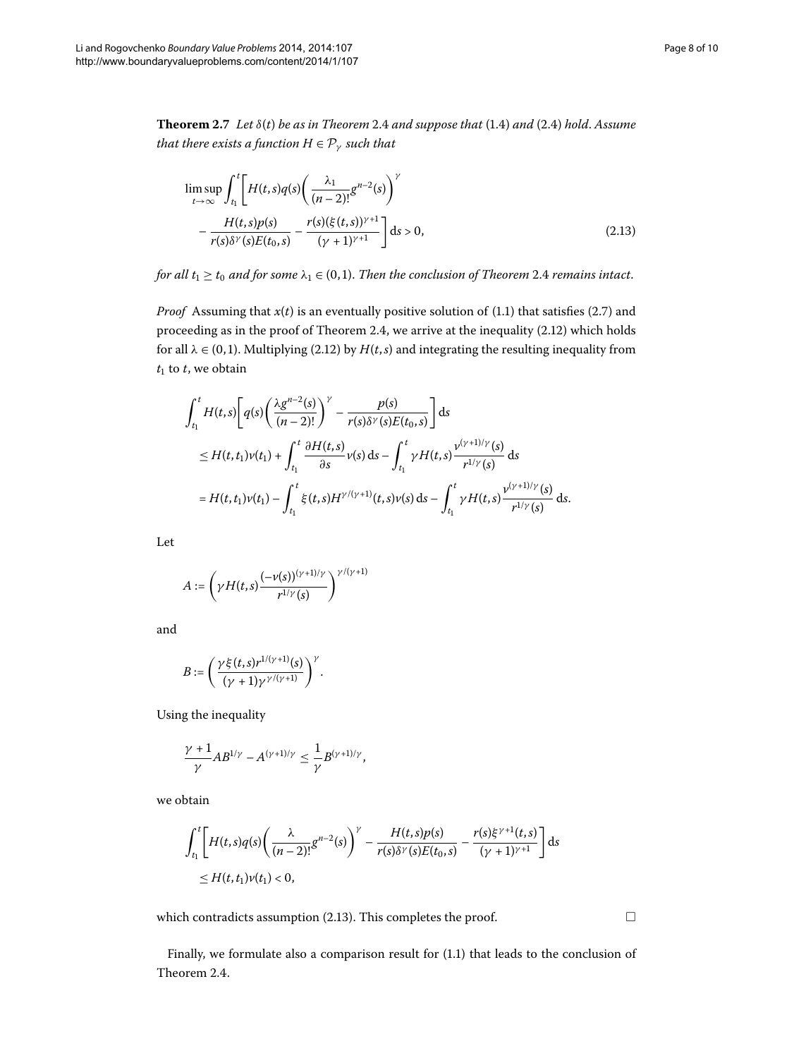**Theorem 2.7** *Let* $\delta(t)$ *be as in Theorem* 2.4 *and suppose that* (1.4) *and* (2.4) *hold. Assume that there exists a function* $H \in \mathcal{P}_\gamma$ *such that*

$$\limsup_{t\to\infty} \int_{t_1}^{t} \left[ H(t,s)q(s)\left(\frac{\lambda_1}{(n-2)!}g^{n-2}(s)\right)^{\gamma} - \frac{H(t,s)p(s)}{r(s)\delta^{\gamma}(s)E(t_0,s)} - \frac{r(s)(\xi(t,s))^{\gamma+1}}{(\gamma+1)^{\gamma+1}} \right] \mathrm{d}s > 0, \tag{2.13}$$

*for all* $t_1 \geq t_0$ *and for some* $\lambda_1 \in (0,1)$. *Then the conclusion of Theorem* 2.4 *remains intact.*

*Proof* Assuming that $x(t)$ is an eventually positive solution of (1.1) that satisfies (2.7) and proceeding as in the proof of Theorem 2.4, we arrive at the inequality (2.12) which holds for all $\lambda \in (0,1)$. Multiplying (2.12) by $H(t,s)$ and integrating the resulting inequality from $t_1$ to $t$, we obtain

$$\begin{aligned}
&\int_{t_1}^{t} H(t,s)\left[ q(s)\left(\frac{\lambda g^{n-2}(s)}{(n-2)!}\right)^{\gamma} - \frac{p(s)}{r(s)\delta^{\gamma}(s)E(t_0,s)} \right] \mathrm{d}s \\
&\quad \leq H(t,t_1)v(t_1) + \int_{t_1}^{t} \frac{\partial H(t,s)}{\partial s} v(s)\,\mathrm{d}s - \int_{t_1}^{t} \gamma H(t,s)\frac{v^{(\gamma+1)/\gamma}(s)}{r^{1/\gamma}(s)}\,\mathrm{d}s \\
&\quad = H(t,t_1)v(t_1) - \int_{t_1}^{t} \xi(t,s)H^{\gamma/(\gamma+1)}(t,s)v(s)\,\mathrm{d}s - \int_{t_1}^{t} \gamma H(t,s)\frac{v^{(\gamma+1)/\gamma}(s)}{r^{1/\gamma}(s)}\,\mathrm{d}s.
\end{aligned}$$

Let

$$A := \left(\gamma H(t,s)\frac{(-v(s))^{(\gamma+1)/\gamma}}{r^{1/\gamma}(s)}\right)^{\gamma/(\gamma+1)}$$

and

$$B := \left(\frac{\gamma \xi(t,s) r^{1/(\gamma+1)}(s)}{(\gamma+1)\gamma^{\gamma/(\gamma+1)}}\right)^{\gamma}.$$

Using the inequality

$$\frac{\gamma+1}{\gamma}AB^{1/\gamma} - A^{(\gamma+1)/\gamma} \leq \frac{1}{\gamma}B^{(\gamma+1)/\gamma},$$

we obtain

$$\begin{aligned}
&\int_{t_1}^{t} \left[ H(t,s)q(s)\left(\frac{\lambda}{(n-2)!}g^{n-2}(s)\right)^{\gamma} - \frac{H(t,s)p(s)}{r(s)\delta^{\gamma}(s)E(t_0,s)} - \frac{r(s)\xi^{\gamma+1}(t,s)}{(\gamma+1)^{\gamma+1}} \right] \mathrm{d}s \\
&\quad \leq H(t,t_1)v(t_1) < 0,
\end{aligned}$$

which contradicts assumption (2.13). This completes the proof. □

Finally, we formulate also a comparison result for (1.1) that leads to the conclusion of Theorem 2.4.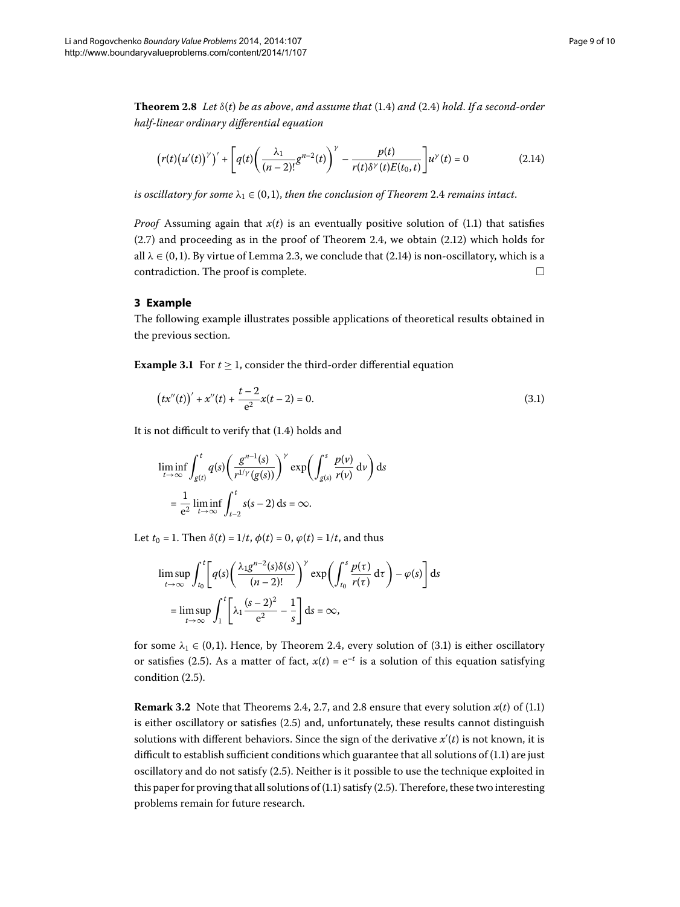**Theorem 2.8** *Let* $\delta(t)$ *be as above, and assume that* (1.4) *and* (2.4) *hold. If a second-order half-linear ordinary differential equation*

$$\left(r(t)\left(u'(t)\right)^{\gamma}\right)' + \left[q(t)\left(\frac{\lambda_1}{(n-2)!}g^{n-2}(t)\right)^{\gamma} - \frac{p(t)}{r(t)\delta^{\gamma}(t)E(t_0,t)}\right]u^{\gamma}(t) = 0 \tag{2.14}$$

*is oscillatory for some* $\lambda_1 \in (0,1)$, *then the conclusion of Theorem* 2.4 *remains intact.*

*Proof* Assuming again that $x(t)$ is an eventually positive solution of (1.1) that satisfies (2.7) and proceeding as in the proof of Theorem 2.4, we obtain (2.12) which holds for all $\lambda \in (0,1)$. By virtue of Lemma 2.3, we conclude that (2.14) is non-oscillatory, which is a contradiction. The proof is complete. □

## 3 Example

The following example illustrates possible applications of theoretical results obtained in the previous section.

**Example 3.1** For $t \geq 1$, consider the third-order differential equation

$$\left(tx''(t)\right)' + x''(t) + \frac{t-2}{e^2}x(t-2) = 0. \tag{3.1}$$

It is not difficult to verify that (1.4) holds and

$$\begin{aligned}
&\liminf_{t\to\infty}\int_{g(t)}^{t} q(s)\left(\frac{g^{n-1}(s)}{r^{1/\gamma}(g(s))}\right)^{\gamma}\exp\left(\int_{g(s)}^{s}\frac{p(\nu)}{r(\nu)}\,d\nu\right)ds \\
&\quad = \frac{1}{e^2}\liminf_{t\to\infty}\int_{t-2}^{t} s(s-2)\,ds = \infty.
\end{aligned}$$

Let $t_0 = 1$. Then $\delta(t) = 1/t$, $\phi(t) = 0$, $\varphi(t) = 1/t$, and thus

$$\begin{aligned}
&\limsup_{t\to\infty}\int_{t_0}^{t}\left[q(s)\left(\frac{\lambda_1 g^{n-2}(s)\delta(s)}{(n-2)!}\right)^{\gamma}\exp\left(\int_{t_0}^{s}\frac{p(\tau)}{r(\tau)}\,d\tau\right) - \varphi(s)\right]ds \\
&\quad = \limsup_{t\to\infty}\int_{1}^{t}\left[\lambda_1\frac{(s-2)^2}{e^2} - \frac{1}{s}\right]ds = \infty,
\end{aligned}$$

for some $\lambda_1 \in (0,1)$. Hence, by Theorem 2.4, every solution of (3.1) is either oscillatory or satisfies (2.5). As a matter of fact, $x(t) = e^{-t}$ is a solution of this equation satisfying condition (2.5).

**Remark 3.2** Note that Theorems 2.4, 2.7, and 2.8 ensure that every solution $x(t)$ of (1.1) is either oscillatory or satisfies (2.5) and, unfortunately, these results cannot distinguish solutions with different behaviors. Since the sign of the derivative $x'(t)$ is not known, it is difficult to establish sufficient conditions which guarantee that all solutions of (1.1) are just oscillatory and do not satisfy (2.5). Neither is it possible to use the technique exploited in this paper for proving that all solutions of (1.1) satisfy (2.5). Therefore, these two interesting problems remain for future research.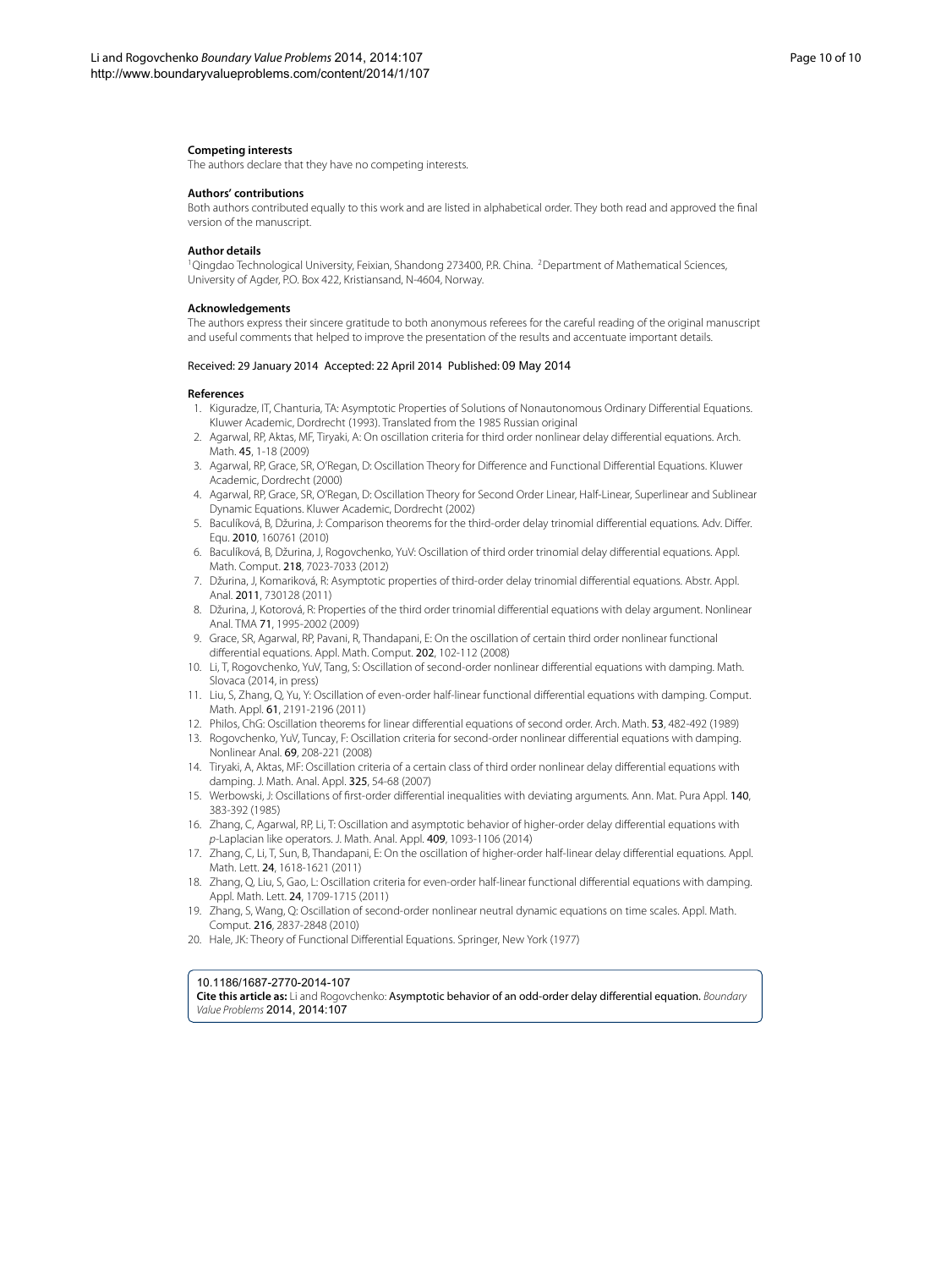**Competing interests**

The authors declare that they have no competing interests.

**Authors' contributions**

Both authors contributed equally to this work and are listed in alphabetical order. They both read and approved the final version of the manuscript.

**Author details**

[1]Qingdao Technological University, Feixian, Shandong 273400, P.R. China. [2]Department of Mathematical Sciences, University of Agder, P.O. Box 422, Kristiansand, N-4604, Norway.

**Acknowledgements**

The authors express their sincere gratitude to both anonymous referees for the careful reading of the original manuscript and useful comments that helped to improve the presentation of the results and accentuate important details.

Received: 29 January 2014 Accepted: 22 April 2014 Published: 09 May 2014

**References**

1. Kiguradze, IT, Chanturia, TA: Asymptotic Properties of Solutions of Nonautonomous Ordinary Differential Equations. Kluwer Academic, Dordrecht (1993). Translated from the 1985 Russian original
2. Agarwal, RP, Aktas, MF, Tiryaki, A: On oscillation criteria for third order nonlinear delay differential equations. Arch. Math. **45**, 1-18 (2009)
3. Agarwal, RP, Grace, SR, O'Regan, D: Oscillation Theory for Difference and Functional Differential Equations. Kluwer Academic, Dordrecht (2000)
4. Agarwal, RP, Grace, SR, O'Regan, D: Oscillation Theory for Second Order Linear, Half-Linear, Superlinear and Sublinear Dynamic Equations. Kluwer Academic, Dordrecht (2002)
5. Baculíková, B, Džurina, J: Comparison theorems for the third-order delay trinomial differential equations. Adv. Differ. Equ. **2010**, 160761 (2010)
6. Baculíková, B, Džurina, J, Rogovchenko, YuV: Oscillation of third order trinomial delay differential equations. Appl. Math. Comput. **218**, 7023-7033 (2012)
7. Džurina, J, Komariková, R: Asymptotic properties of third-order delay trinomial differential equations. Abstr. Appl. Anal. **2011**, 730128 (2011)
8. Džurina, J, Kotorová, R: Properties of the third order trinomial differential equations with delay argument. Nonlinear Anal. TMA **71**, 1995-2002 (2009)
9. Grace, SR, Agarwal, RP, Pavani, R, Thandapani, E: On the oscillation of certain third order nonlinear functional differential equations. Appl. Math. Comput. **202**, 102-112 (2008)
10. Li, T, Rogovchenko, YuV, Tang, S: Oscillation of second-order nonlinear differential equations with damping. Math. Slovaca (2014, in press)
11. Liu, S, Zhang, Q, Yu, Y: Oscillation of even-order half-linear functional differential equations with damping. Comput. Math. Appl. **61**, 2191-2196 (2011)
12. Philos, ChG: Oscillation theorems for linear differential equations of second order. Arch. Math. **53**, 482-492 (1989)
13. Rogovchenko, YuV, Tuncay, F: Oscillation criteria for second-order nonlinear differential equations with damping. Nonlinear Anal. **69**, 208-221 (2008)
14. Tiryaki, A, Aktas, MF: Oscillation criteria of a certain class of third order nonlinear delay differential equations with damping. J. Math. Anal. Appl. **325**, 54-68 (2007)
15. Werbowski, J: Oscillations of first-order differential inequalities with deviating arguments. Ann. Mat. Pura Appl. **140**, 383-392 (1985)
16. Zhang, C, Agarwal, RP, Li, T: Oscillation and asymptotic behavior of higher-order delay differential equations with $p$-Laplacian like operators. J. Math. Anal. Appl. **409**, 1093-1106 (2014)
17. Zhang, C, Li, T, Sun, B, Thandapani, E: On the oscillation of higher-order half-linear delay differential equations. Appl. Math. Lett. **24**, 1618-1621 (2011)
18. Zhang, Q, Liu, S, Gao, L: Oscillation criteria for even-order half-linear functional differential equations with damping. Appl. Math. Lett. **24**, 1709-1715 (2011)
19. Zhang, S, Wang, Q: Oscillation of second-order nonlinear neutral dynamic equations on time scales. Appl. Math. Comput. **216**, 2837-2848 (2010)
20. Hale, JK: Theory of Functional Differential Equations. Springer, New York (1977)

10.1186/1687-2770-2014-107

**Cite this article as:** Li and Rogovchenko: Asymptotic behavior of an odd-order delay differential equation. *Boundary Value Problems* 2014, 2014:107